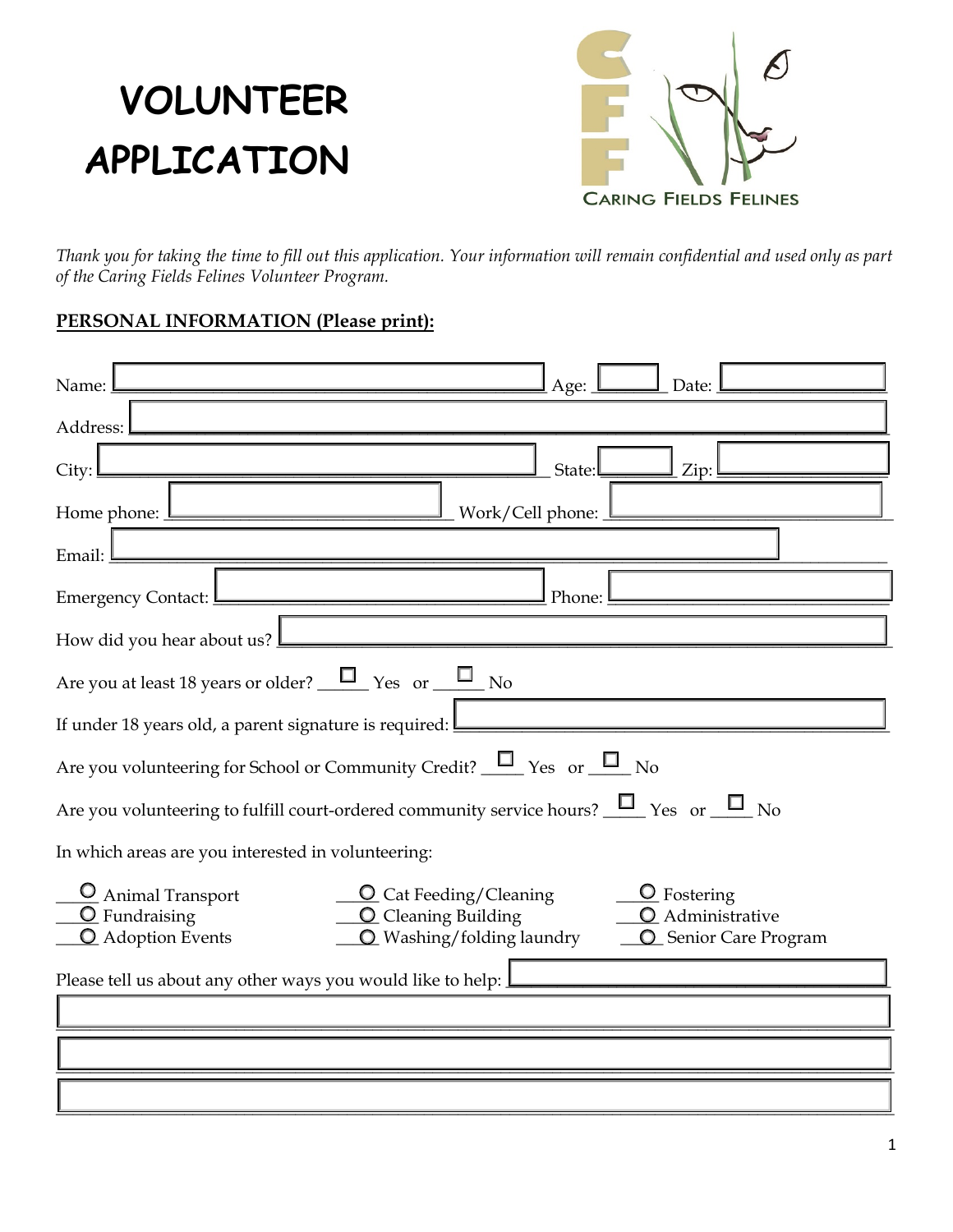# VOLUNTEER APPLICATION

CARING FIELDS FELINES

*Thank you for taking the time to fill out this application. Your information will remain confidential and used only as part of the Caring Fields Felines Volunteer Program.*

**PERSONAL INFORMATION (Please print):**

Name: ______________________ Age: ______ Date: ______________

Address: ______________________________________________

City: ______________________ State: ______ Zip: ______________

Home phone: ______________________ Work/Cell phone: ______________________

Email: ______________________________________________

Emergency Contact: ______________________ Phone: ______________________

How did you hear about us? ______________________________________________

Are you at least 18 years or older? ______ Yes or ______ No

If under 18 years old, a parent signature is required: ______________________

Are you volunteering for School or Community Credit? _____ Yes or _____ No

Are you volunteering to fulfill court-ordered community service hours? _____ Yes or _____ No

In which areas are you interested in volunteering:

- ____ Animal Transport
- ____ Fundraising
- ____ Adoption Events
- ____ Cat Feeding/Cleaning
- ____ Cleaning Building
- ____ Washing/folding laundry
- ____ Fostering
- ____ Administrative
- ____ Senior Care Program

Please tell us about any other ways you would like to help: ______________________

______________________________________________

______________________________________________

______________________________________________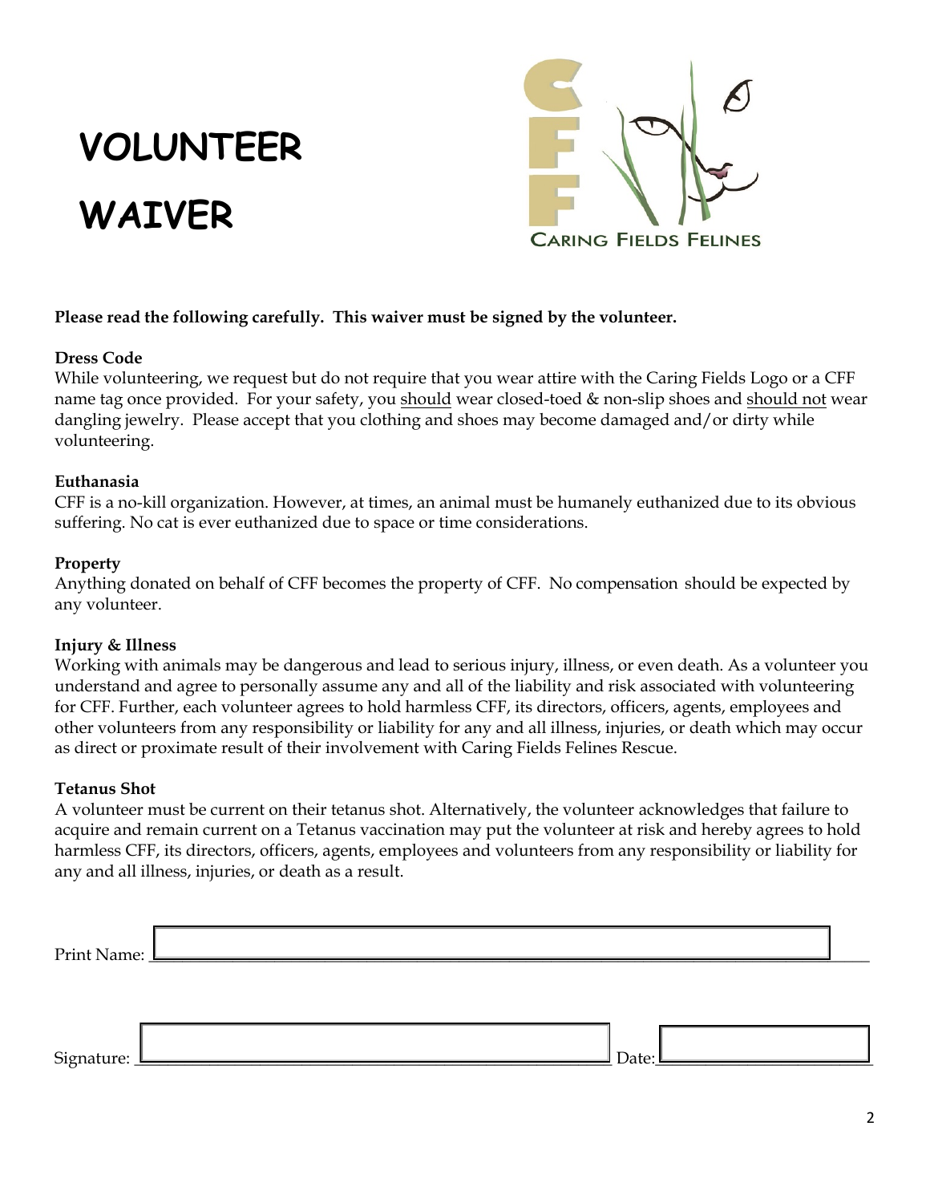# VOLUNTEER WAIVER

CARING FIELDS FELINES

**Please read the following carefully. This waiver must be signed by the volunteer.**

**Dress Code**
While volunteering, we request but do not require that you wear attire with the Caring Fields Logo or a CFF name tag once provided. For your safety, you should wear closed-toed & non-slip shoes and should not wear dangling jewelry. Please accept that you clothing and shoes may become damaged and/or dirty while volunteering.

**Euthanasia**
CFF is a no-kill organization. However, at times, an animal must be humanely euthanized due to its obvious suffering. No cat is ever euthanized due to space or time considerations.

**Property**
Anything donated on behalf of CFF becomes the property of CFF. No compensation should be expected by any volunteer.

**Injury & Illness**
Working with animals may be dangerous and lead to serious injury, illness, or even death. As a volunteer you understand and agree to personally assume any and all of the liability and risk associated with volunteering for CFF. Further, each volunteer agrees to hold harmless CFF, its directors, officers, agents, employees and other volunteers from any responsibility or liability for any and all illness, injuries, or death which may occur as direct or proximate result of their involvement with Caring Fields Felines Rescue.

**Tetanus Shot**
A volunteer must be current on their tetanus shot. Alternatively, the volunteer acknowledges that failure to acquire and remain current on a Tetanus vaccination may put the volunteer at risk and hereby agrees to hold harmless CFF, its directors, officers, agents, employees and volunteers from any responsibility or liability for any and all illness, injuries, or death as a result.

Print Name: ______________________________________________

Signature: ______________________________ Date: ______________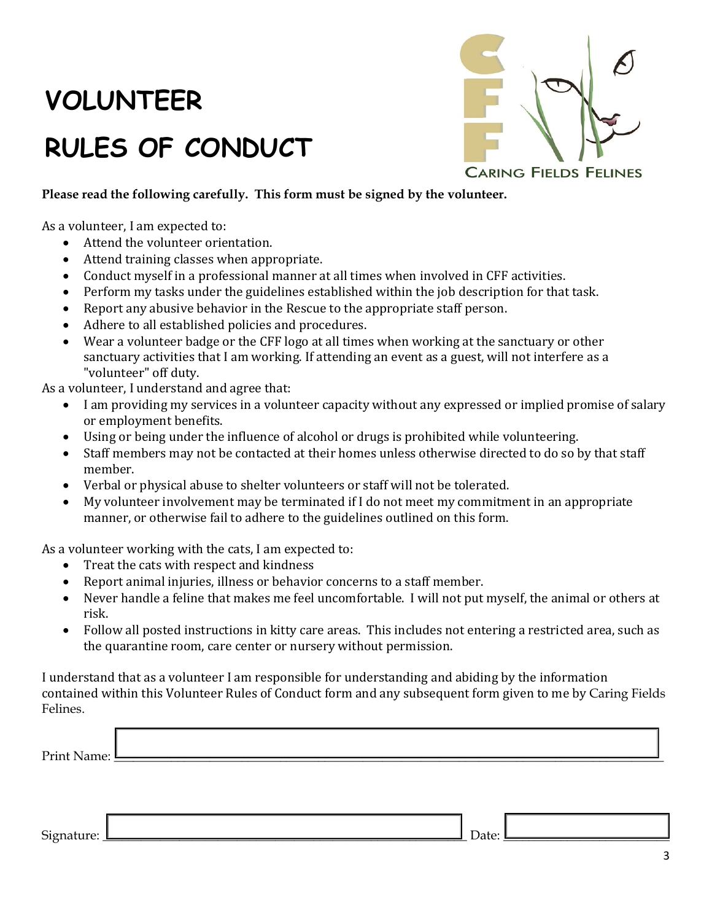# VOLUNTEER

# RULES OF CONDUCT

CARING FIELDS FELINES

**Please read the following carefully. This form must be signed by the volunteer.**

As a volunteer, I am expected to:

- Attend the volunteer orientation.
- Attend training classes when appropriate.
- Conduct myself in a professional manner at all times when involved in CFF activities.
- Perform my tasks under the guidelines established within the job description for that task.
- Report any abusive behavior in the Rescue to the appropriate staff person.
- Adhere to all established policies and procedures.
- Wear a volunteer badge or the CFF logo at all times when working at the sanctuary or other sanctuary activities that I am working. If attending an event as a guest, will not interfere as a "volunteer" off duty.

As a volunteer, I understand and agree that:

- I am providing my services in a volunteer capacity without any expressed or implied promise of salary or employment benefits.
- Using or being under the influence of alcohol or drugs is prohibited while volunteering.
- Staff members may not be contacted at their homes unless otherwise directed to do so by that staff member.
- Verbal or physical abuse to shelter volunteers or staff will not be tolerated.
- My volunteer involvement may be terminated if I do not meet my commitment in an appropriate manner, or otherwise fail to adhere to the guidelines outlined on this form.

As a volunteer working with the cats, I am expected to:

- Treat the cats with respect and kindness
- Report animal injuries, illness or behavior concerns to a staff member.
- Never handle a feline that makes me feel uncomfortable. I will not put myself, the animal or others at risk.
- Follow all posted instructions in kitty care areas. This includes not entering a restricted area, such as the quarantine room, care center or nursery without permission.

I understand that as a volunteer I am responsible for understanding and abiding by the information contained within this Volunteer Rules of Conduct form and any subsequent form given to me by Caring Fields Felines.

Print Name: ______________________________________________

Signature: ______________________________ Date: ______________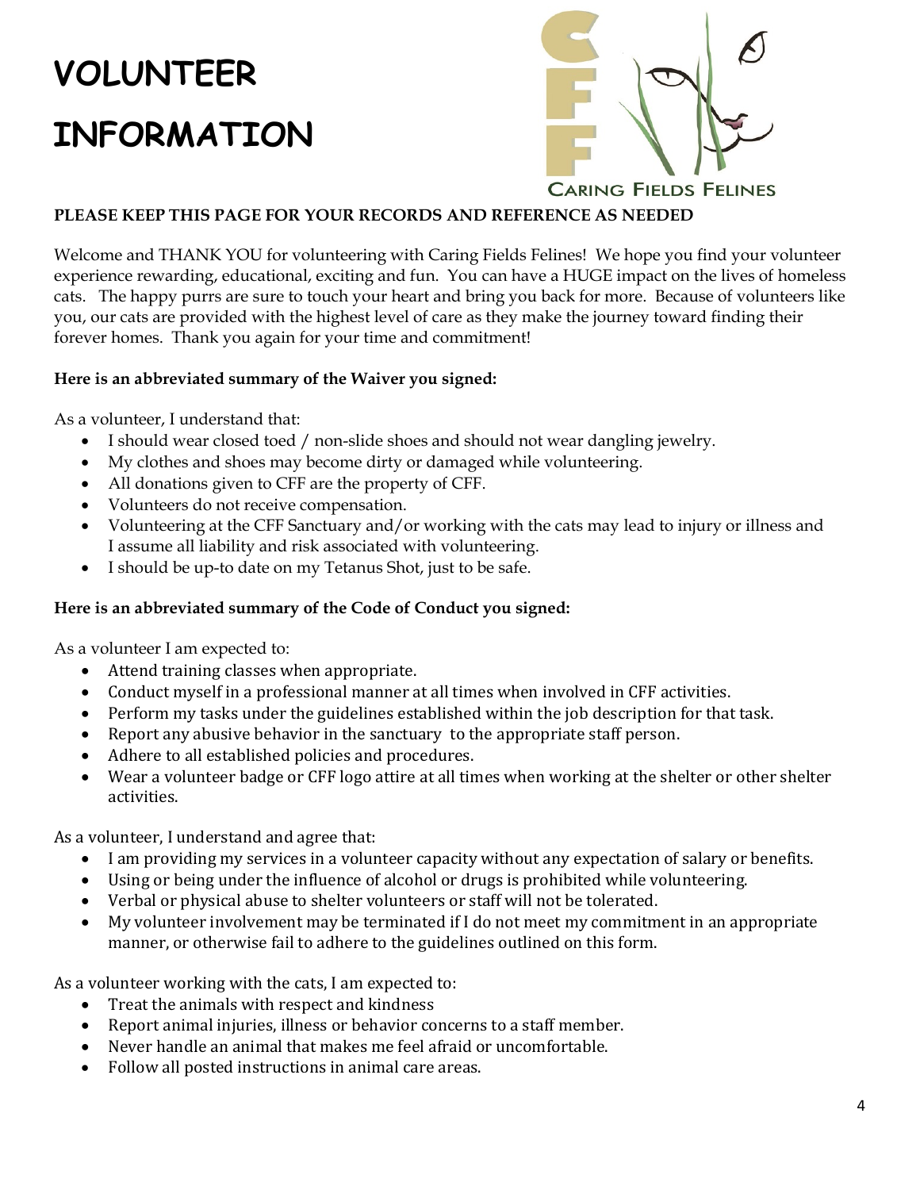# VOLUNTEER INFORMATION

CARING FIELDS FELINES

**PLEASE KEEP THIS PAGE FOR YOUR RECORDS AND REFERENCE AS NEEDED**

Welcome and THANK YOU for volunteering with Caring Fields Felines! We hope you find your volunteer experience rewarding, educational, exciting and fun. You can have a HUGE impact on the lives of homeless cats. The happy purrs are sure to touch your heart and bring you back for more. Because of volunteers like you, our cats are provided with the highest level of care as they make the journey toward finding their forever homes. Thank you again for your time and commitment!

**Here is an abbreviated summary of the Waiver you signed:**

As a volunteer, I understand that:

- I should wear closed toed / non-slide shoes and should not wear dangling jewelry.
- My clothes and shoes may become dirty or damaged while volunteering.
- All donations given to CFF are the property of CFF.
- Volunteers do not receive compensation.
- Volunteering at the CFF Sanctuary and/or working with the cats may lead to injury or illness and I assume all liability and risk associated with volunteering.
- I should be up-to date on my Tetanus Shot, just to be safe.

**Here is an abbreviated summary of the Code of Conduct you signed:**

As a volunteer I am expected to:

- Attend training classes when appropriate.
- Conduct myself in a professional manner at all times when involved in CFF activities.
- Perform my tasks under the guidelines established within the job description for that task.
- Report any abusive behavior in the sanctuary to the appropriate staff person.
- Adhere to all established policies and procedures.
- Wear a volunteer badge or CFF logo attire at all times when working at the shelter or other shelter activities.

As a volunteer, I understand and agree that:

- I am providing my services in a volunteer capacity without any expectation of salary or benefits.
- Using or being under the influence of alcohol or drugs is prohibited while volunteering.
- Verbal or physical abuse to shelter volunteers or staff will not be tolerated.
- My volunteer involvement may be terminated if I do not meet my commitment in an appropriate manner, or otherwise fail to adhere to the guidelines outlined on this form.

As a volunteer working with the cats, I am expected to:

- Treat the animals with respect and kindness
- Report animal injuries, illness or behavior concerns to a staff member.
- Never handle an animal that makes me feel afraid or uncomfortable.
- Follow all posted instructions in animal care areas.